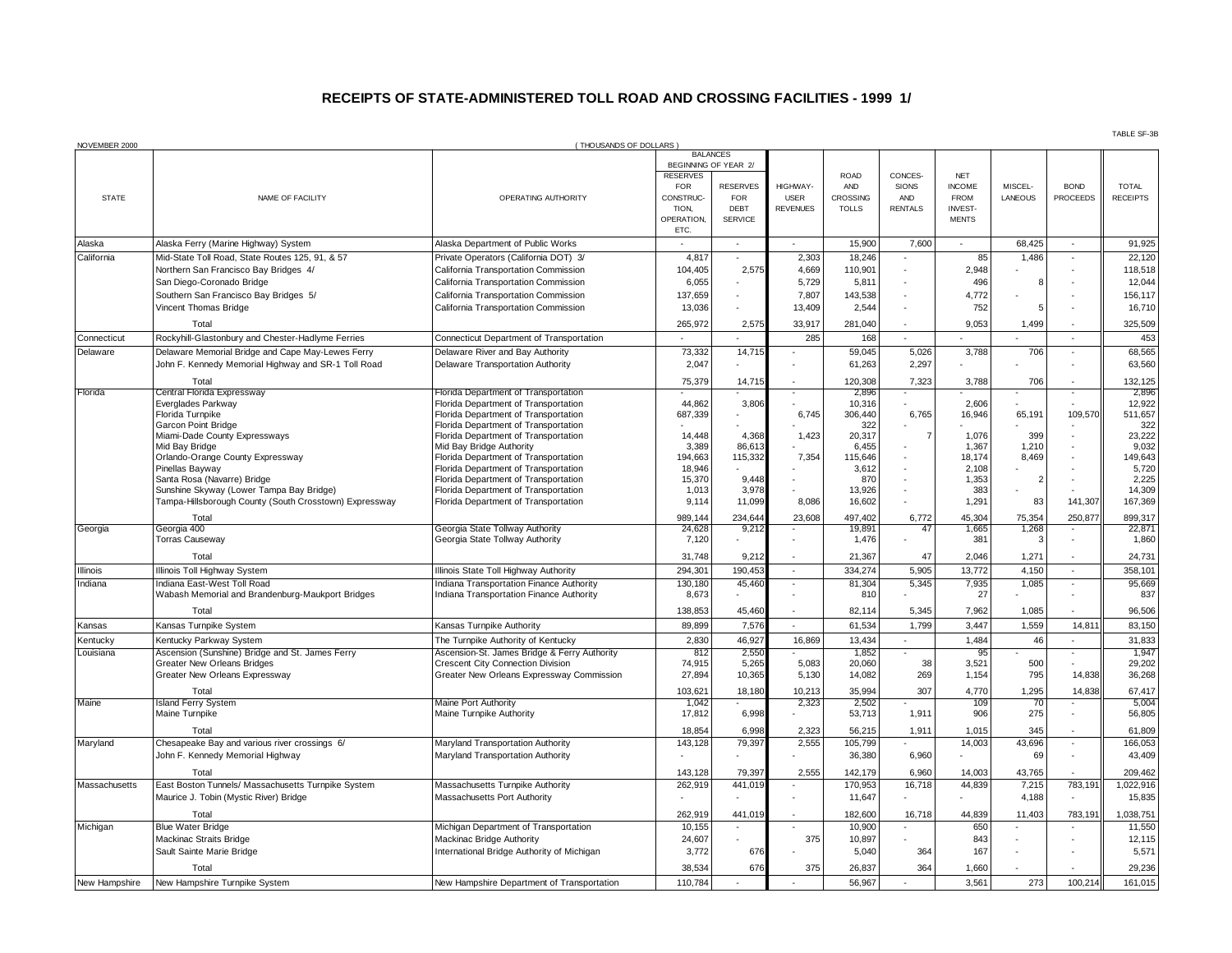# RECEIPTS OF STATE-ADMINISTERED TOLL ROAD AND CROSSING FACILITIES - 1999 1/

NOVEMBER 2000

( THOUSANDS OF DOLLARS )

TABLE SF-3B

| STATE | NAME OF FACILITY | OPERATING AUTHORITY | BALANCES BEGINNING OF YEAR 2/ | | HIGHWAY-USER REVENUES | ROAD AND CROSSING TOLLS | CONCES-SIONS AND RENTALS | NET INCOME FROM INVEST-MENTS | MISCEL-LANEOUS | BOND PROCEEDS | TOTAL RECEIPTS |
|---|---|---|---|---|---|---|---|---|---|---|---|
| | | | RESERVES FOR CONSTRUC-TION, OPERATION, ETC. | RESERVES FOR DEBT SERVICE | | | | | | | |
| Alaska | Alaska Ferry (Marine Highway) System | Alaska Department of Public Works | - | - | - | 15,900 | 7,600 | - | 68,425 | - | 91,925 |
| California | Mid-State Toll Road, State Routes 125, 91, & 57 | Private Operators (California DOT) 3/ | 4,817 | - | 2,303 | 18,246 | - | 85 | 1,486 | - | 22,120 |
| | Northern San Francisco Bay Bridges 4/ | California Transportation Commission | 104,405 | 2,575 | 4,669 | 110,901 | - | 2,948 | - | - | 118,518 |
| | San Diego-Coronado Bridge | California Transportation Commission | 6,055 | - | 5,729 | 5,811 | - | 496 | 8 | - | 12,044 |
| | Southern San Francisco Bay Bridges 5/ | California Transportation Commission | 137,659 | - | 7,807 | 143,538 | - | 4,772 | - | - | 156,117 |
| | Vincent Thomas Bridge | California Transportation Commission | 13,036 | - | 13,409 | 2,544 | - | 752 | 5 | - | 16,710 |
| | Total | | 265,972 | 2,575 | 33,917 | 281,040 | - | 9,053 | 1,499 | - | 325,509 |
| Connecticut | Rockyhill-Glastonbury and Chester-Hadlyme Ferries | Connecticut Department of Transportation | - | - | 285 | 168 | - | - | - | - | 453 |
| Delaware | Delaware Memorial Bridge and Cape May-Lewes Ferry | Delaware River and Bay Authority | 73,332 | 14,715 | - | 59,045 | 5,026 | 3,788 | 706 | - | 68,565 |
| | John F. Kennedy Memorial Highway and SR-1 Toll Road | Delaware Transportation Authority | 2,047 | - | - | 61,263 | 2,297 | - | - | - | 63,560 |
| | Total | | 75,379 | 14,715 | - | 120,308 | 7,323 | 3,788 | 706 | - | 132,125 |
| Florida | Central Florida Expressway | Florida Department of Transportation | - | - | - | 2,896 | - | - | - | - | 2,896 |
| | Everglades Parkway | Florida Department of Transportation | 44,862 | 3,806 | - | 10,316 | - | 2,606 | - | - | 12,922 |
| | Florida Turnpike | Florida Department of Transportation | 687,339 | - | 6,745 | 306,440 | 6,765 | 16,946 | 65,191 | 109,570 | 511,657 |
| | Garcon Point Bridge | Florida Department of Transportation | - | - | - | 322 | - | - | - | - | 322 |
| | Miami-Dade County Expressways | Florida Department of Transportation | 14,448 | 4,368 | 1,423 | 20,317 | 7 | 1,076 | 399 | - | 23,222 |
| | Mid Bay Bridge | Mid Bay Bridge Authority | 3,389 | 86,613 | - | 6,455 | - | 1,367 | 1,210 | - | 9,032 |
| | Orlando-Orange County Expressway | Florida Department of Transportation | 194,663 | 115,332 | 7,354 | 115,646 | - | 18,174 | 8,469 | - | 149,643 |
| | Pinellas Bayway | Florida Department of Transportation | 18,946 | - | - | 3,612 | - | 2,108 | - | - | 5,720 |
| | Santa Rosa (Navarre) Bridge | Florida Department of Transportation | 15,370 | 9,448 | - | 870 | - | 1,353 | 2 | - | 2,225 |
| | Sunshine Skyway (Lower Tampa Bay Bridge) | Florida Department of Transportation | 1,013 | 3,978 | - | 13,926 | - | 383 | - | - | 14,309 |
| | Tampa-Hillsborough County (South Crosstown) Expressway | Florida Department of Transportation | 9,114 | 11,099 | 8,086 | 16,602 | - | 1,291 | 83 | 141,307 | 167,369 |
| | Total | | 989,144 | 234,644 | 23,608 | 497,402 | 6,772 | 45,304 | 75,354 | 250,877 | 899,317 |
| Georgia | Georgia 400 | Georgia State Tollway Authority | 24,628 | 9,212 | - | 19,891 | 47 | 1,665 | 1,268 | - | 22,871 |
| | Torras Causeway | Georgia State Tollway Authority | 7,120 | - | - | 1,476 | - | 381 | 3 | - | 1,860 |
| | Total | | 31,748 | 9,212 | - | 21,367 | 47 | 2,046 | 1,271 | - | 24,731 |
| Illinois | Illinois Toll Highway System | Illinois State Toll Highway Authority | 294,301 | 190,453 | - | 334,274 | 5,905 | 13,772 | 4,150 | - | 358,101 |
| Indiana | Indiana East-West Toll Road | Indiana Transportation Finance Authority | 130,180 | 45,460 | - | 81,304 | 5,345 | 7,935 | 1,085 | - | 95,669 |
| | Wabash Memorial and Brandenburg-Maukport Bridges | Indiana Transportation Finance Authority | 8,673 | - | - | 810 | - | 27 | - | - | 837 |
| | Total | | 138,853 | 45,460 | - | 82,114 | 5,345 | 7,962 | 1,085 | - | 96,506 |
| Kansas | Kansas Turnpike System | Kansas Turnpike Authority | 89,899 | 7,576 | - | 61,534 | 1,799 | 3,447 | 1,559 | 14,811 | 83,150 |
| Kentucky | Kentucky Parkway System | The Turnpike Authority of Kentucky | 2,830 | 46,927 | 16,869 | 13,434 | - | 1,484 | 46 | - | 31,833 |
| Louisiana | Ascension (Sunshine) Bridge and St. James Ferry | Ascension-St. James Bridge & Ferry Authority | 812 | 2,550 | - | 1,852 | - | 95 | - | - | 1,947 |
| | Greater New Orleans Bridges | Crescent City Connection Division | 74,915 | 5,265 | 5,083 | 20,060 | 38 | 3,521 | 500 | - | 29,202 |
| | Greater New Orleans Expressway | Greater New Orleans Expressway Commission | 27,894 | 10,365 | 5,130 | 14,082 | 269 | 1,154 | 795 | 14,838 | 36,268 |
| | Total | | 103,621 | 18,180 | 10,213 | 35,994 | 307 | 4,770 | 1,295 | 14,838 | 67,417 |
| Maine | Island Ferry System | Maine Port Authority | 1,042 | - | 2,323 | 2,502 | - | 109 | 70 | - | 5,004 |
| | Maine Turnpike | Maine Turnpike Authority | 17,812 | 6,998 | - | 53,713 | 1,911 | 906 | 275 | - | 56,805 |
| | Total | | 18,854 | 6,998 | 2,323 | 56,215 | 1,911 | 1,015 | 345 | - | 61,809 |
| Maryland | Chesapeake Bay and various river crossings 6/ | Maryland Transportation Authority | 143,128 | 79,397 | 2,555 | 105,799 | - | 14,003 | 43,696 | - | 166,053 |
| | John F. Kennedy Memorial Highway | Maryland Transportation Authority | - | - | - | 36,380 | 6,960 | - | 69 | - | 43,409 |
| | Total | | 143,128 | 79,397 | 2,555 | 142,179 | 6,960 | 14,003 | 43,765 | - | 209,462 |
| Massachusetts | East Boston Tunnels/ Massachusetts Turnpike System | Massachusetts Turnpike Authority | 262,919 | 441,019 | - | 170,953 | 16,718 | 44,839 | 7,215 | 783,191 | 1,022,916 |
| | Maurice J. Tobin (Mystic River) Bridge | Massachusetts Port Authority | - | - | - | 11,647 | - | - | 4,188 | - | 15,835 |
| | Total | | 262,919 | 441,019 | - | 182,600 | 16,718 | 44,839 | 11,403 | 783,191 | 1,038,751 |
| Michigan | Blue Water Bridge | Michigan Department of Transportation | 10,155 | - | - | 10,900 | - | 650 | - | - | 11,550 |
| | Mackinac Straits Bridge | Mackinac Bridge Authority | 24,607 | - | 375 | 10,897 | - | 843 | - | - | 12,115 |
| | Sault Sainte Marie Bridge | International Bridge Authority of Michigan | 3,772 | 676 | - | 5,040 | 364 | 167 | - | - | 5,571 |
| | Total | | 38,534 | 676 | 375 | 26,837 | 364 | 1,660 | - | - | 29,236 |
| New Hampshire | New Hampshire Turnpike System | New Hampshire Department of Transportation | 110,784 | - | - | 56,967 | - | 3,561 | 273 | 100,214 | 161,015 |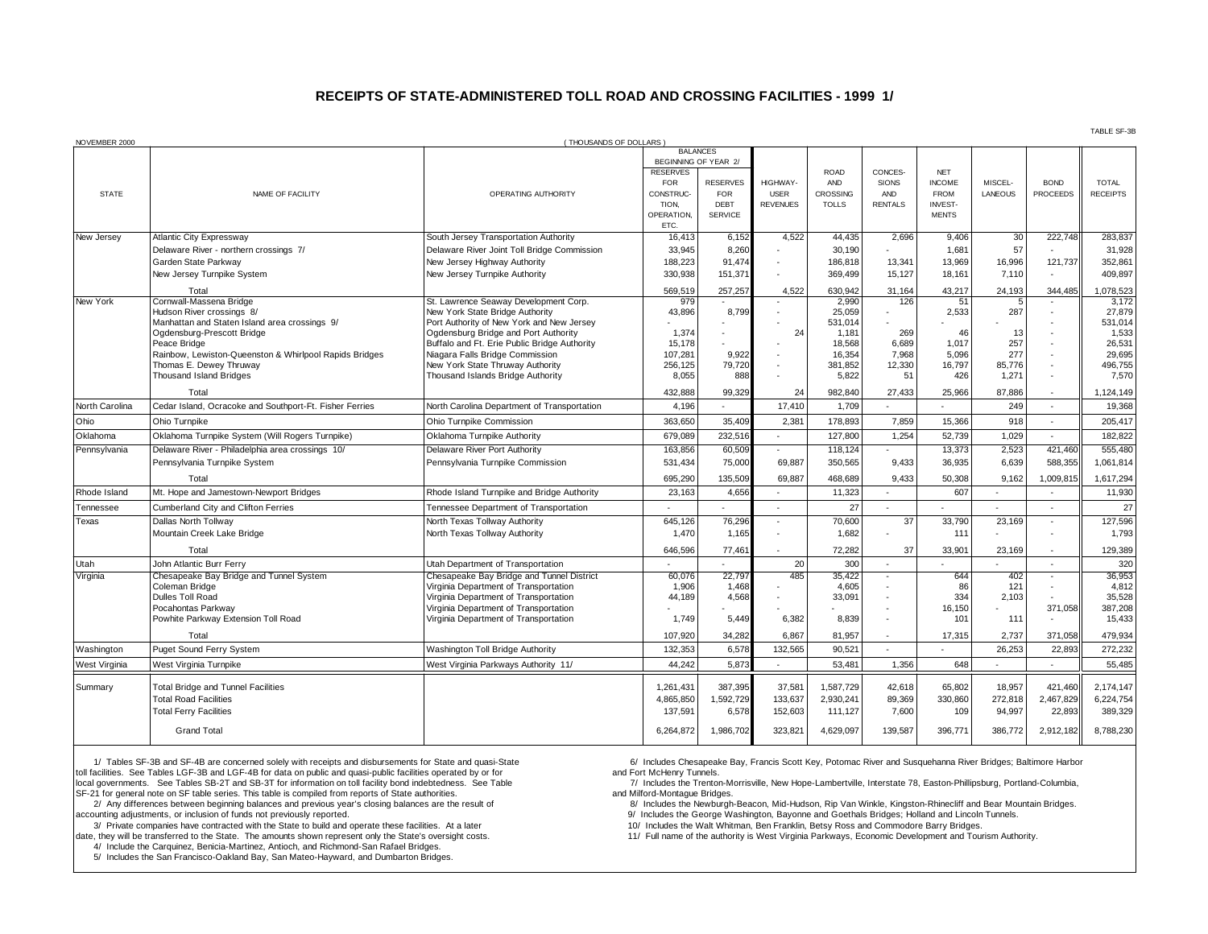# RECEIPTS OF STATE-ADMINISTERED TOLL ROAD AND CROSSING FACILITIES - 1999 1/

NOVEMBER 2000

( THOUSANDS OF DOLLARS )

TABLE SF-3B

| STATE | NAME OF FACILITY | OPERATING AUTHORITY | BALANCES BEGINNING OF YEAR 2/ | | HIGHWAY-USER REVENUES | ROAD AND CROSSING TOLLS | CONCES-SIONS AND RENTALS | NET INCOME FROM INVEST-MENTS | MISCEL-LANEOUS | BOND PROCEEDS | TOTAL RECEIPTS |
|---|---|---|---|---|---|---|---|---|---|---|---|
| | | | RESERVES FOR CONSTRUC-TION, OPERATION, ETC. | RESERVES FOR DEBT SERVICE | | | | | | | |
| New Jersey | Atlantic City Expressway | South Jersey Transportation Authority | 16,413 | 6,152 | 4,522 | 44,435 | 2,696 | 9,406 | 30 | 222,748 | 283,837 |
| | Delaware River - northern crossings 7/ | Delaware River Joint Toll Bridge Commission | 33,945 | 8,260 | - | 30,190 | - | 1,681 | 57 | - | 31,928 |
| | Garden State Parkway | New Jersey Highway Authority | 188,223 | 91,474 | - | 186,818 | 13,341 | 13,969 | 16,996 | 121,737 | 352,861 |
| | New Jersey Turnpike System | New Jersey Turnpike Authority | 330,938 | 151,371 | - | 369,499 | 15,127 | 18,161 | 7,110 | - | 409,897 |
| | Total | | 569,519 | 257,257 | 4,522 | 630,942 | 31,164 | 43,217 | 24,193 | 344,485 | 1,078,523 |
| New York | Cornwall-Massena Bridge | St. Lawrence Seaway Development Corp. | 979 | - | - | 2,990 | 126 | 51 | 5 | - | 3,172 |
| | Hudson River crossings 8/ | New York State Bridge Authority | 43,896 | 8,799 | - | 25,059 | - | 2,533 | 287 | - | 27,879 |
| | Manhattan and Staten Island area crossings 9/ | Port Authority of New York and New Jersey | - | - | - | 531,014 | - | - | - | - | 531,014 |
| | Ogdensburg-Prescott Bridge | Ogdensburg Bridge and Port Authority | 1,374 | - | 24 | 1,181 | 269 | 46 | 13 | - | 1,533 |
| | Peace Bridge | Buffalo and Ft. Erie Public Bridge Authority | 15,178 | - | - | 18,568 | 6,689 | 1,017 | 257 | - | 26,531 |
| | Rainbow, Lewiston-Queenston & Whirlpool Rapids Bridges | Niagara Falls Bridge Commission | 107,281 | 9,922 | - | 16,354 | 7,968 | 5,096 | 277 | - | 29,695 |
| | Thomas E. Dewey Thruway | New York State Thruway Authority | 256,125 | 79,720 | - | 381,852 | 12,330 | 16,797 | 85,776 | - | 496,755 |
| | Thousand Island Bridges | Thousand Islands Bridge Authority | 8,055 | 888 | - | 5,822 | 51 | 426 | 1,271 | - | 7,570 |
| | Total | | 432,888 | 99,329 | 24 | 982,840 | 27,433 | 25,966 | 87,886 | - | 1,124,149 |
| North Carolina | Cedar Island, Ocracoke and Southport-Ft. Fisher Ferries | North Carolina Department of Transportation | 4,196 | - | 17,410 | 1,709 | - | - | 249 | - | 19,368 |
| Ohio | Ohio Turnpike | Ohio Turnpike Commission | 363,650 | 35,409 | 2,381 | 178,893 | 7,859 | 15,366 | 918 | - | 205,417 |
| Oklahoma | Oklahoma Turnpike System (Will Rogers Turnpike) | Oklahoma Turnpike Authority | 679,089 | 232,516 | - | 127,800 | 1,254 | 52,739 | 1,029 | - | 182,822 |
| Pennsylvania | Delaware River - Philadelphia area crossings 10/ | Delaware River Port Authority | 163,856 | 60,509 | - | 118,124 | - | 13,373 | 2,523 | 421,460 | 555,480 |
| | Pennsylvania Turnpike System | Pennsylvania Turnpike Commission | 531,434 | 75,000 | 69,887 | 350,565 | 9,433 | 36,935 | 6,639 | 588,355 | 1,061,814 |
| | Total | | 695,290 | 135,509 | 69,887 | 468,689 | 9,433 | 50,308 | 9,162 | 1,009,815 | 1,617,294 |
| Rhode Island | Mt. Hope and Jamestown-Newport Bridges | Rhode Island Turnpike and Bridge Authority | 23,163 | 4,656 | - | 11,323 | - | 607 | - | - | 11,930 |
| Tennessee | Cumberland City and Clifton Ferries | Tennessee Department of Transportation | - | - | - | 27 | - | - | - | - | 27 |
| Texas | Dallas North Tollway | North Texas Tollway Authority | 645,126 | 76,296 | - | 70,600 | 37 | 33,790 | 23,169 | - | 127,596 |
| | Mountain Creek Lake Bridge | North Texas Tollway Authority | 1,470 | 1,165 | - | 1,682 | - | 111 | - | - | 1,793 |
| | Total | | 646,596 | 77,461 | - | 72,282 | 37 | 33,901 | 23,169 | - | 129,389 |
| Utah | John Atlantic Burr Ferry | Utah Department of Transportation | - | - | 20 | 300 | - | - | - | - | 320 |
| Virginia | Chesapeake Bay Bridge and Tunnel System | Chesapeake Bay Bridge and Tunnel District | 60,076 | 22,797 | 485 | 35,422 | - | 644 | 402 | - | 36,953 |
| | Coleman Bridge | Virginia Department of Transportation | 1,906 | 1,468 | - | 4,605 | - | 86 | 121 | - | 4,812 |
| | Dulles Toll Road | Virginia Department of Transportation | 44,189 | 4,568 | - | 33,091 | - | 334 | 2,103 | - | 35,528 |
| | Pocahontas Parkway | Virginia Department of Transportation | - | - | - | - | - | 16,150 | - | 371,058 | 387,208 |
| | Powhite Parkway Extension Toll Road | Virginia Department of Transportation | 1,749 | 5,449 | 6,382 | 8,839 | - | 101 | 111 | - | 15,433 |
| | Total | | 107,920 | 34,282 | 6,867 | 81,957 | - | 17,315 | 2,737 | 371,058 | 479,934 |
| Washington | Puget Sound Ferry System | Washington Toll Bridge Authority | 132,353 | 6,578 | 132,565 | 90,521 | - | - | 26,253 | 22,893 | 272,232 |
| West Virginia | West Virginia Turnpike | West Virginia Parkways Authority 11/ | 44,242 | 5,873 | - | 53,481 | 1,356 | 648 | - | - | 55,485 |
| Summary | Total Bridge and Tunnel Facilities | | 1,261,431 | 387,395 | 37,581 | 1,587,729 | 42,618 | 65,802 | 18,957 | 421,460 | 2,174,147 |
| | Total Road Facilities | | 4,865,850 | 1,592,729 | 133,637 | 2,930,241 | 89,369 | 330,860 | 272,818 | 2,467,829 | 6,224,754 |
| | Total Ferry Facilities | | 137,591 | 6,578 | 152,603 | 111,127 | 7,600 | 109 | 94,997 | 22,893 | 389,329 |
| | Grand Total | | 6,264,872 | 1,986,702 | 323,821 | 4,629,097 | 139,587 | 396,771 | 386,772 | 2,912,182 | 8,788,230 |

1/ Tables SF-3B and SF-4B are concerned solely with receipts and disbursements for State and quasi-State toll facilities. See Tables LGF-3B and LGF-4B for data on public and quasi-public facilities operated by or for local governments. See Tables SB-2T and SB-3T for information on toll facility bond indebtedness. See Table SF-21 for general note on SF table series. This table is compiled from reports of State authorities.

2/ Any differences between beginning balances and previous year's closing balances are the result of accounting adjustments, or inclusion of funds not previously reported.

3/ Private companies have contracted with the State to build and operate these facilities. At a later date, they will be transferred to the State. The amounts shown represent only the State's oversight costs.

4/ Include the Carquinez, Benicia-Martinez, Antioch, and Richmond-San Rafael Bridges.

5/ Includes the San Francisco-Oakland Bay, San Mateo-Hayward, and Dumbarton Bridges.

6/ Includes Chesapeake Bay, Francis Scott Key, Potomac River and Susquehanna River Bridges; Baltimore Harbor and Fort McHenry Tunnels.

7/ Includes the Trenton-Morrisville, New Hope-Lambertville, Interstate 78, Easton-Phillipsburg, Portland-Columbia, and Milford-Montague Bridges.

8/ Includes the Newburgh-Beacon, Mid-Hudson, Rip Van Winkle, Kingston-Rhinecliff and Bear Mountain Bridges.

9/ Includes the George Washington, Bayonne and Goethals Bridges; Holland and Lincoln Tunnels.

10/ Includes the Walt Whitman, Ben Franklin, Betsy Ross and Commodore Barry Bridges.

11/ Full name of the authority is West Virginia Parkways, Economic Development and Tourism Authority.